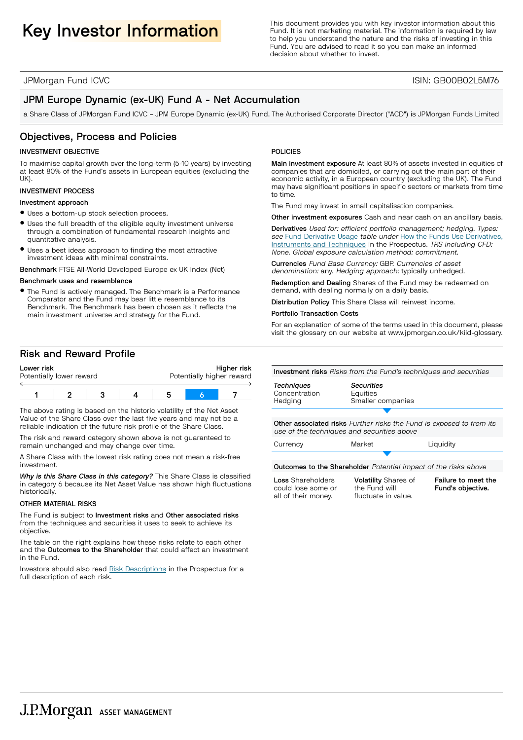# Key Investor Information

This document provides you with key investor information about this Fund. It is not marketing material. The information is required by law to help you understand the nature and the risks of investing in this Fund. You are advised to read it so you can make an informed decision about whether to invest.

JPMorgan Fund ICVC

ISIN: GB00B02L5M76

## JPM Europe Dynamic (ex-UK) Fund A - Net Accumulation

a Share Class of JPMorgan Fund ICVC – JPM Europe Dynamic (ex-UK) Fund. The Authorised Corporate Director ("ACD") is JPMorgan Funds Limited

## Objectives, Process and Policies

### INVESTMENT OBJECTIVE

To maximise capital growth over the long-term (5-10 years) by investing at least 80% of the Fund's assets in European equities (excluding the UK).

### INVESTMENT PROCESS

**Investment approach**

- Uses a bottom-up stock selection process.
- Uses the full breadth of the eligible equity investment universe through a combination of fundamental research insights and quantitative analysis.
- Uses a best ideas approach to finding the most attractive investment ideas with minimal constraints.

**Benchmark** FTSE All-World Developed Europe ex UK Index (Net)

**Benchmark uses and resemblance**

- The Fund is actively managed. The Benchmark is a Performance Comparator and the Fund may bear little resemblance to its Benchmark. The Benchmark has been chosen as it reflects the main investment universe and strategy for the Fund.

### POLICIES

**Main investment exposure** At least 80% of assets invested in equities of companies that are domiciled, or carrying out the main part of their economic activity, in a European country (excluding the UK). The Fund may have significant positions in specific sectors or markets from time to time.

The Fund may invest in small capitalisation companies.

**Other investment exposures** Cash and near cash on an ancillary basis.

**Derivatives** *Used for:* efficient portfolio management; hedging. *Types: see* Fund Derivative Usage *table under* How the Funds Use Derivatives, Instruments and Techniques in the Prospectus. *TRS including CFD:* None. *Global exposure calculation method:* commitment.

**Currencies** *Fund Base Currency:* GBP. *Currencies of asset denomination:* any. *Hedging approach:* typically unhedged.

**Redemption and Dealing** Shares of the Fund may be redeemed on demand, with dealing normally on a daily basis.

**Distribution Policy** This Share Class will reinvest income.

**Portfolio Transaction Costs**

For an explanation of some of the terms used in this document, please visit the glossary on our website at www.jpmorgan.co.uk/kiid-glossary.

## Risk and Reward Profile

**Lower risk** Potentially lower reward — **Higher risk** Potentially higher reward

| 1 | 2 | 3 | 4 | 5 | **6** | 7 |
|---|---|---|---|---|---|---|

The above rating is based on the historic volatility of the Net Asset Value of the Share Class over the last five years and may not be a reliable indication of the future risk profile of the Share Class.

The risk and reward category shown above is not guaranteed to remain unchanged and may change over time.

A Share Class with the lowest risk rating does not mean a risk-free investment.

***Why is this Share Class in this category?*** This Share Class is classified in category 6 because its Net Asset Value has shown high fluctuations historically.

### OTHER MATERIAL RISKS

The Fund is subject to **Investment risks** and **Other associated risks** from the techniques and securities it uses to seek to achieve its objective.

The table on the right explains how these risks relate to each other and the **Outcomes to the Shareholder** that could affect an investment in the Fund.

Investors should also read Risk Descriptions in the Prospectus for a full description of each risk.

**Investment risks** *Risks from the Fund's techniques and securities*

| ***Techniques*** | ***Securities*** |
|---|---|
| Concentration | Equities |
| Hedging | Smaller companies |

**Other associated risks** *Further risks the Fund is exposed to from its use of the techniques and securities above*

| | | |
|---|---|---|
| Currency | Market | Liquidity |

**Outcomes to the Shareholder** *Potential impact of the risks above*

| | | |
|---|---|---|
| **Loss** Shareholders could lose some or all of their money. | **Volatility** Shares of the Fund will fluctuate in value. | **Failure to meet the Fund's objective.** |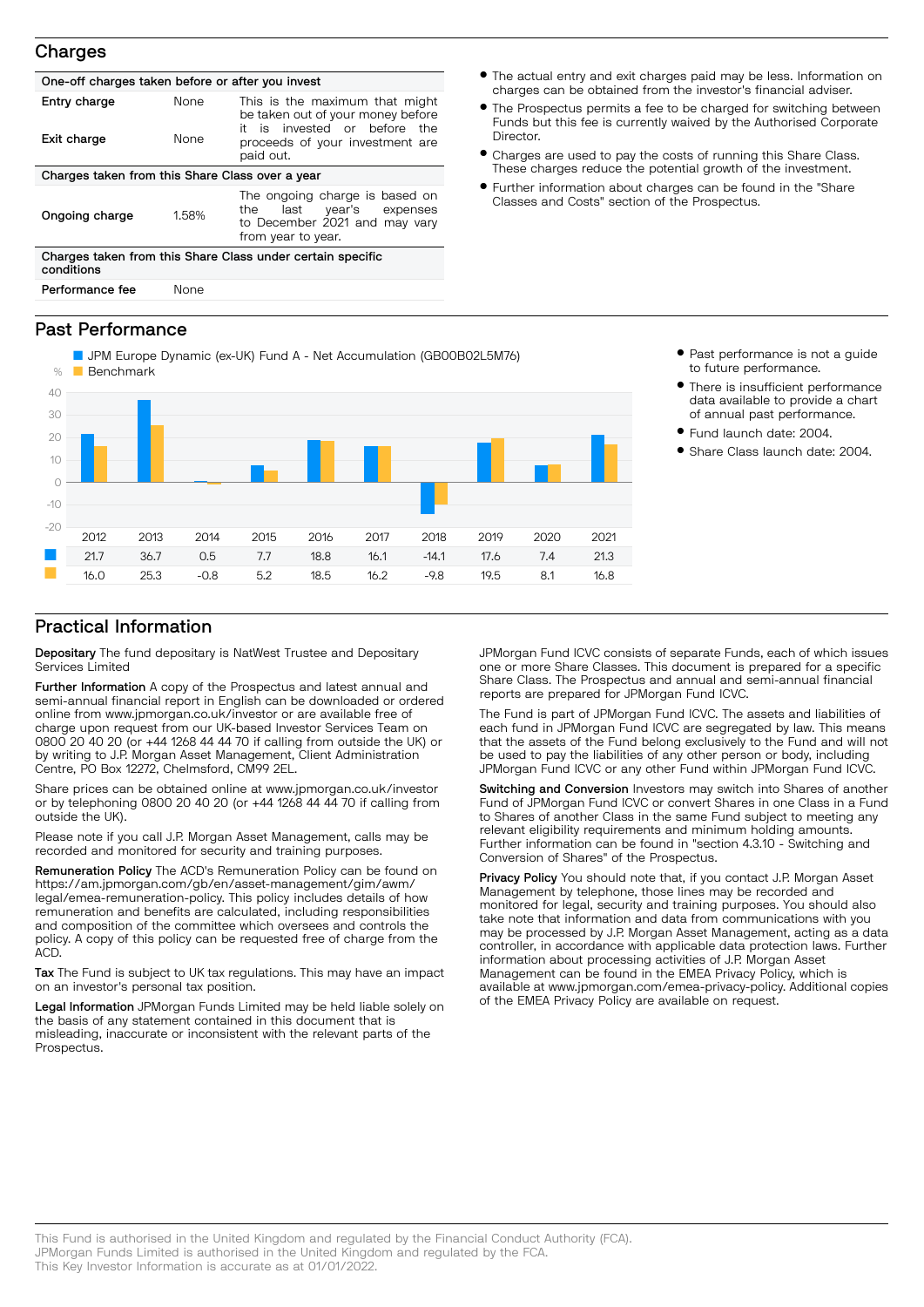## Charges

| One-off charges taken before or after you invest | | |
|---|---|---|
| Entry charge | None | This is the maximum that might be taken out of your money before it is invested or before the proceeds of your investment are paid out. |
| Exit charge | None | |
| **Charges taken from this Share Class over a year** | | |
| Ongoing charge | 1.58% | The ongoing charge is based on the last year's expenses to December 2021 and may vary from year to year. |
| **Charges taken from this Share Class under certain specific conditions** | | |
| Performance fee | None | |

- The actual entry and exit charges paid may be less. Information on charges can be obtained from the investor's financial adviser.
- The Prospectus permits a fee to be charged for switching between Funds but this fee is currently waived by the Authorised Corporate Director.
- Charges are used to pay the costs of running this Share Class. These charges reduce the potential growth of the investment.
- Further information about charges can be found in the "Share Classes and Costs" section of the Prospectus.

## Past Performance

JPM Europe Dynamic (ex-UK) Fund A - Net Accumulation (GB00B02L5M76)
Benchmark
%
40
30
20
10
0
-10
-20

2012 2013 2014 2015 2016 2017 2018 2019 2020 2021
21.7 36.7 0.5 7.7 18.8 16.1 -14.1 17.6 7.4 21.3
16.0 25.3 -0.8 5.2 18.5 16.2 -9.8 19.5 8.1 16.8

- Past performance is not a guide to future performance.
- There is insufficient performance data available to provide a chart of annual past performance.
- Fund launch date: 2004.
- Share Class launch date: 2004.

## Practical Information

**Depositary** The fund depositary is NatWest Trustee and Depositary Services Limited

**Further Information** A copy of the Prospectus and latest annual and semi-annual financial report in English can be downloaded or ordered online from www.jpmorgan.co.uk/investor or are available free of charge upon request from our UK-based Investor Services Team on 0800 20 40 20 (or +44 1268 44 44 70 if calling from outside the UK) or by writing to J.P. Morgan Asset Management, Client Administration Centre, PO Box 12272, Chelmsford, CM99 2EL.

Share prices can be obtained online at www.jpmorgan.co.uk/investor or by telephoning 0800 20 40 20 (or +44 1268 44 44 70 if calling from outside the UK).

Please note if you call J.P. Morgan Asset Management, calls may be recorded and monitored for security and training purposes.

**Remuneration Policy** The ACD's Remuneration Policy can be found on https://am.jpmorgan.com/gb/en/asset-management/gim/awm/legal/emea-remuneration-policy. This policy includes details of how remuneration and benefits are calculated, including responsibilities and composition of the committee which oversees and controls the policy. A copy of this policy can be requested free of charge from the ACD.

**Tax** The Fund is subject to UK tax regulations. This may have an impact on an investor's personal tax position.

**Legal Information** JPMorgan Funds Limited may be held liable solely on the basis of any statement contained in this document that is misleading, inaccurate or inconsistent with the relevant parts of the Prospectus.

JPMorgan Fund ICVC consists of separate Funds, each of which issues one or more Share Classes. This document is prepared for a specific Share Class. The Prospectus and annual and semi-annual financial reports are prepared for JPMorgan Fund ICVC.

The Fund is part of JPMorgan Fund ICVC. The assets and liabilities of each fund in JPMorgan Fund ICVC are segregated by law. This means that the assets of the Fund belong exclusively to the Fund and will not be used to pay the liabilities of any other person or body, including JPMorgan Fund ICVC or any other Fund within JPMorgan Fund ICVC.

**Switching and Conversion** Investors may switch into Shares of another Fund of JPMorgan Fund ICVC or convert Shares in one Class in a Fund to Shares of another Class in the same Fund subject to meeting any relevant eligibility requirements and minimum holding amounts. Further information can be found in "section 4.3.10 - Switching and Conversion of Shares" of the Prospectus.

**Privacy Policy** You should note that, if you contact J.P. Morgan Asset Management by telephone, those lines may be recorded and monitored for legal, security and training purposes. You should also take note that information and data from communications with you may be processed by J.P. Morgan Asset Management, acting as a data controller, in accordance with applicable data protection laws. Further information about processing activities of J.P. Morgan Asset Management can be found in the EMEA Privacy Policy, which is available at www.jpmorgan.com/emea-privacy-policy. Additional copies of the EMEA Privacy Policy are available on request.

This Fund is authorised in the United Kingdom and regulated by the Financial Conduct Authority (FCA).
JPMorgan Funds Limited is authorised in the United Kingdom and regulated by the FCA.
This Key Investor Information is accurate as at 01/01/2022.